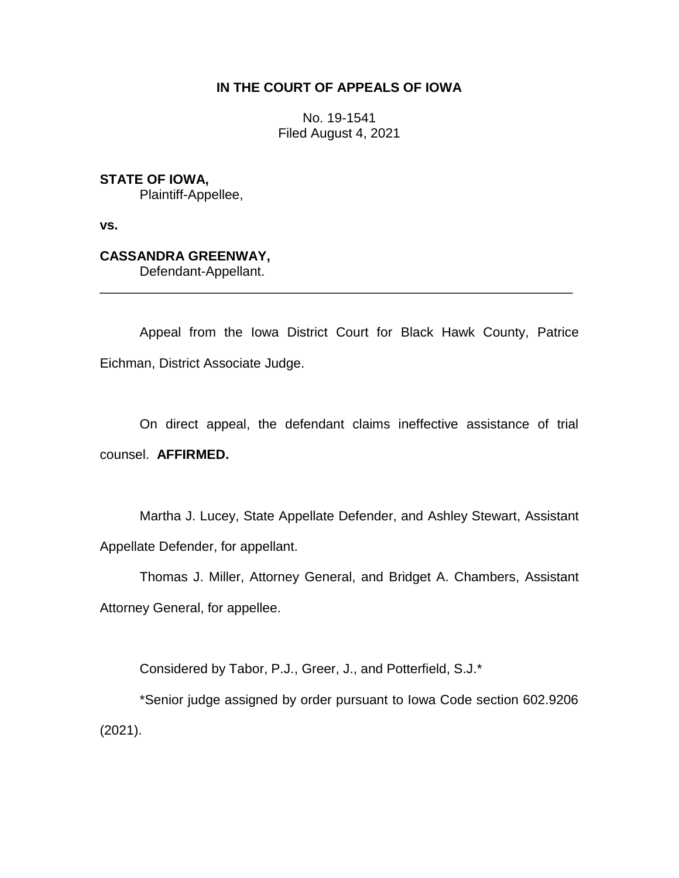**IN THE COURT OF APPEALS OF IOWA**

No. 19-1541
Filed August 4, 2021

**STATE OF IOWA,**
Plaintiff-Appellee,

**vs.**

**CASSANDRA GREENWAY,**
Defendant-Appellant.

---

Appeal from the Iowa District Court for Black Hawk County, Patrice Eichman, District Associate Judge.

On direct appeal, the defendant claims ineffective assistance of trial counsel. **AFFIRMED.**

Martha J. Lucey, State Appellate Defender, and Ashley Stewart, Assistant Appellate Defender, for appellant.

Thomas J. Miller, Attorney General, and Bridget A. Chambers, Assistant Attorney General, for appellee.

Considered by Tabor, P.J., Greer, J., and Potterfield, S.J.*

*Senior judge assigned by order pursuant to Iowa Code section 602.9206 (2021).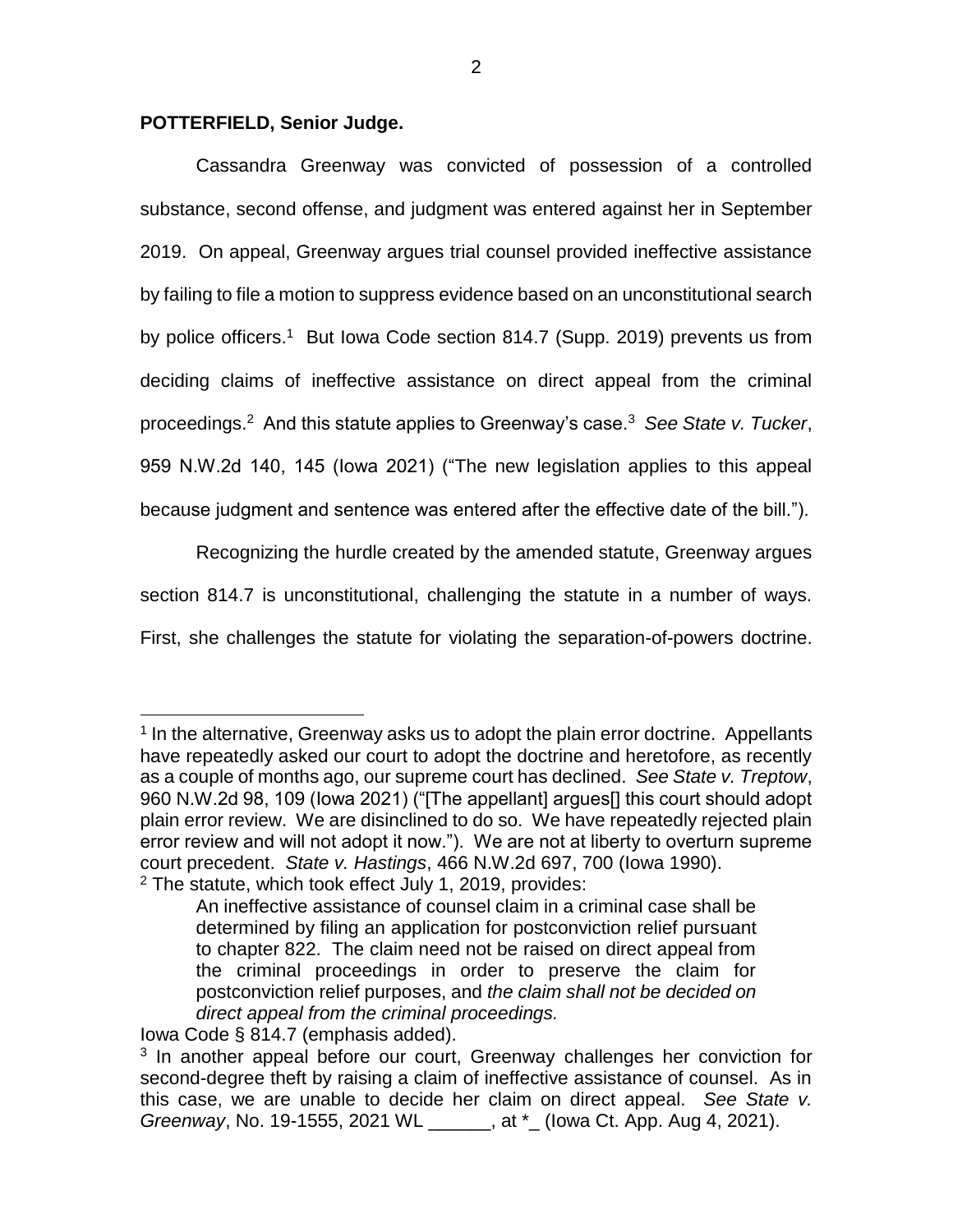**POTTERFIELD, Senior Judge.**

Cassandra Greenway was convicted of possession of a controlled substance, second offense, and judgment was entered against her in September 2019. On appeal, Greenway argues trial counsel provided ineffective assistance by failing to file a motion to suppress evidence based on an unconstitutional search by police officers.[1] But Iowa Code section 814.7 (Supp. 2019) prevents us from deciding claims of ineffective assistance on direct appeal from the criminal proceedings.[2] And this statute applies to Greenway's case.[3] *See State v. Tucker*, 959 N.W.2d 140, 145 (Iowa 2021) ("The new legislation applies to this appeal because judgment and sentence was entered after the effective date of the bill.").

Recognizing the hurdle created by the amended statute, Greenway argues section 814.7 is unconstitutional, challenging the statute in a number of ways. First, she challenges the statute for violating the separation-of-powers doctrine.

---

[1] In the alternative, Greenway asks us to adopt the plain error doctrine. Appellants have repeatedly asked our court to adopt the doctrine and heretofore, as recently as a couple of months ago, our supreme court has declined. *See State v. Treptow*, 960 N.W.2d 98, 109 (Iowa 2021) ("[The appellant] argues[] this court should adopt plain error review. We are disinclined to do so. We have repeatedly rejected plain error review and will not adopt it now."). We are not at liberty to overturn supreme court precedent. *State v. Hastings*, 466 N.W.2d 697, 700 (Iowa 1990).

[2] The statute, which took effect July 1, 2019, provides:

> An ineffective assistance of counsel claim in a criminal case shall be determined by filing an application for postconviction relief pursuant to chapter 822. The claim need not be raised on direct appeal from the criminal proceedings in order to preserve the claim for postconviction relief purposes, and *the claim shall not be decided on direct appeal from the criminal proceedings.*

Iowa Code § 814.7 (emphasis added).

[3] In another appeal before our court, Greenway challenges her conviction for second-degree theft by raising a claim of ineffective assistance of counsel. As in this case, we are unable to decide her claim on direct appeal. *See State v. Greenway*, No. 19-1555, 2021 WL ______, at *_ (Iowa Ct. App. Aug 4, 2021).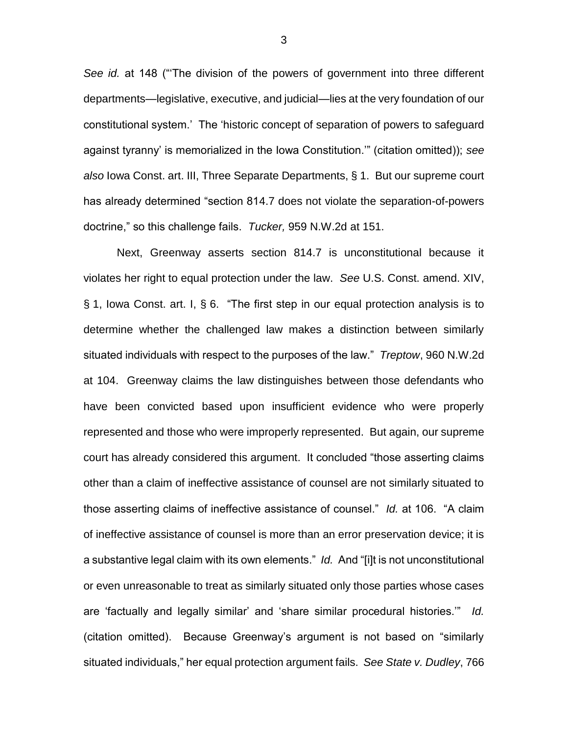*See id.* at 148 ("'The division of the powers of government into three different departments—legislative, executive, and judicial—lies at the very foundation of our constitutional system.' The 'historic concept of separation of powers to safeguard against tyranny' is memorialized in the Iowa Constitution.'" (citation omitted)); *see also* Iowa Const. art. III, Three Separate Departments, § 1. But our supreme court has already determined "section 814.7 does not violate the separation-of-powers doctrine," so this challenge fails. *Tucker,* 959 N.W.2d at 151.

Next, Greenway asserts section 814.7 is unconstitutional because it violates her right to equal protection under the law. *See* U.S. Const. amend. XIV, § 1, Iowa Const. art. I, § 6. "The first step in our equal protection analysis is to determine whether the challenged law makes a distinction between similarly situated individuals with respect to the purposes of the law." *Treptow*, 960 N.W.2d at 104. Greenway claims the law distinguishes between those defendants who have been convicted based upon insufficient evidence who were properly represented and those who were improperly represented. But again, our supreme court has already considered this argument. It concluded "those asserting claims other than a claim of ineffective assistance of counsel are not similarly situated to those asserting claims of ineffective assistance of counsel." *Id.* at 106. "A claim of ineffective assistance of counsel is more than an error preservation device; it is a substantive legal claim with its own elements." *Id.* And "[i]t is not unconstitutional or even unreasonable to treat as similarly situated only those parties whose cases are 'factually and legally similar' and 'share similar procedural histories.'" *Id.* (citation omitted). Because Greenway's argument is not based on "similarly situated individuals," her equal protection argument fails. *See State v. Dudley*, 766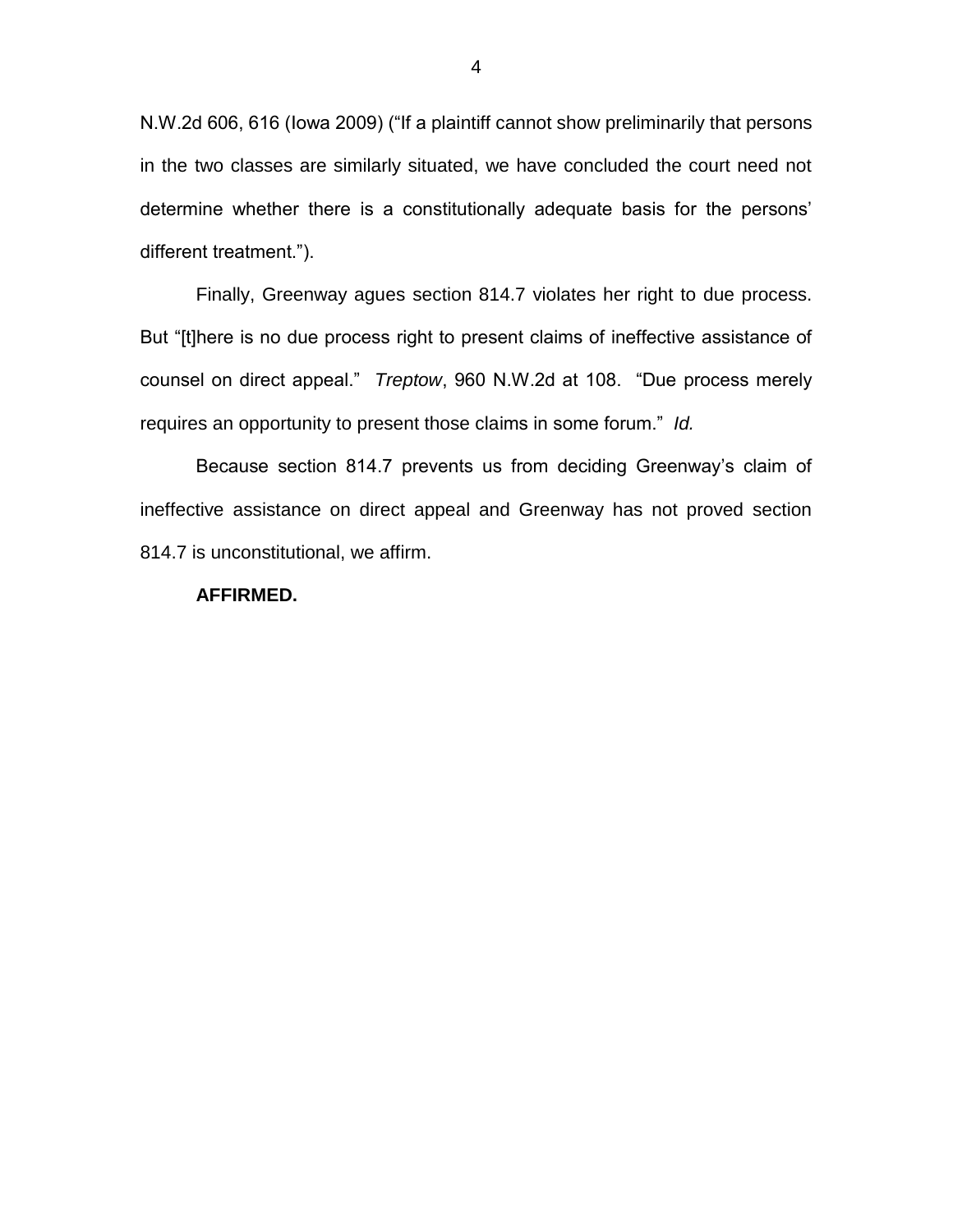N.W.2d 606, 616 (Iowa 2009) ("If a plaintiff cannot show preliminarily that persons in the two classes are similarly situated, we have concluded the court need not determine whether there is a constitutionally adequate basis for the persons' different treatment.").

Finally, Greenway agues section 814.7 violates her right to due process. But "[t]here is no due process right to present claims of ineffective assistance of counsel on direct appeal." *Treptow*, 960 N.W.2d at 108. "Due process merely requires an opportunity to present those claims in some forum." *Id.*

Because section 814.7 prevents us from deciding Greenway's claim of ineffective assistance on direct appeal and Greenway has not proved section 814.7 is unconstitutional, we affirm.

**AFFIRMED.**